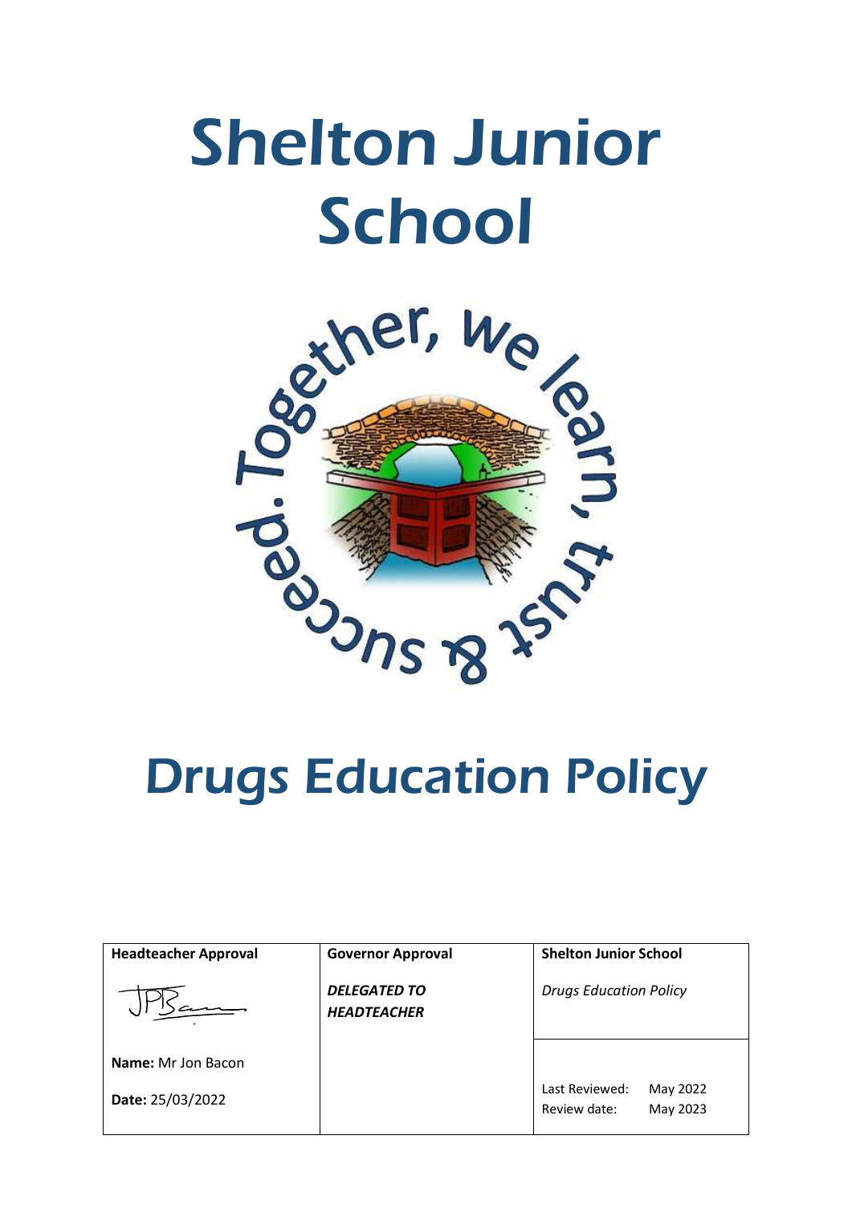# Shelton Junior School

Together, we learn, trust & succeed.

# Drugs Education Policy

| Headteacher Approval | Governor Approval | Shelton Junior School |
|---|---|---|
| | ***DELEGATED TO HEADTEACHER*** | *Drugs Education Policy* |
| **Name:** Mr Jon Bacon<br>**Date:** 25/03/2022 | | Last Reviewed: May 2022<br>Review date: May 2023 |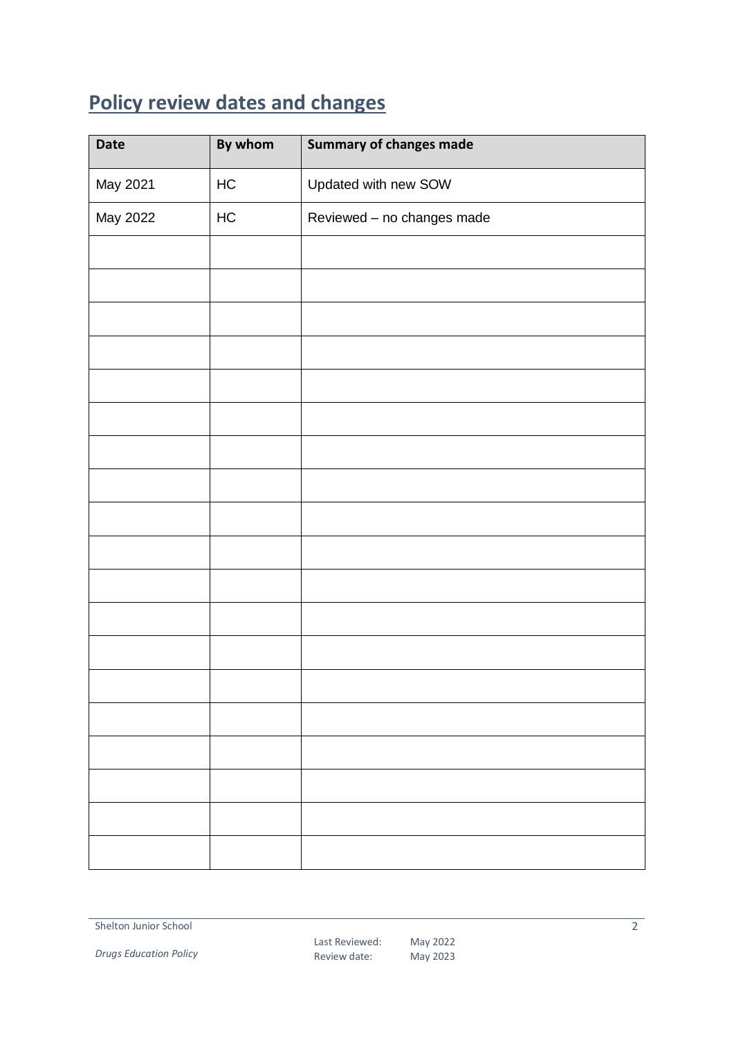## Policy review dates and changes

| Date | By whom | Summary of changes made |
|---|---|---|
| May 2021 | HC | Updated with new SOW |
| May 2022 | HC | Reviewed – no changes made |
| | | |
| | | |
| | | |
| | | |
| | | |
| | | |
| | | |
| | | |
| | | |
| | | |
| | | |
| | | |
| | | |
| | | |
| | | |
| | | |
| | | |
| | | |
| | | |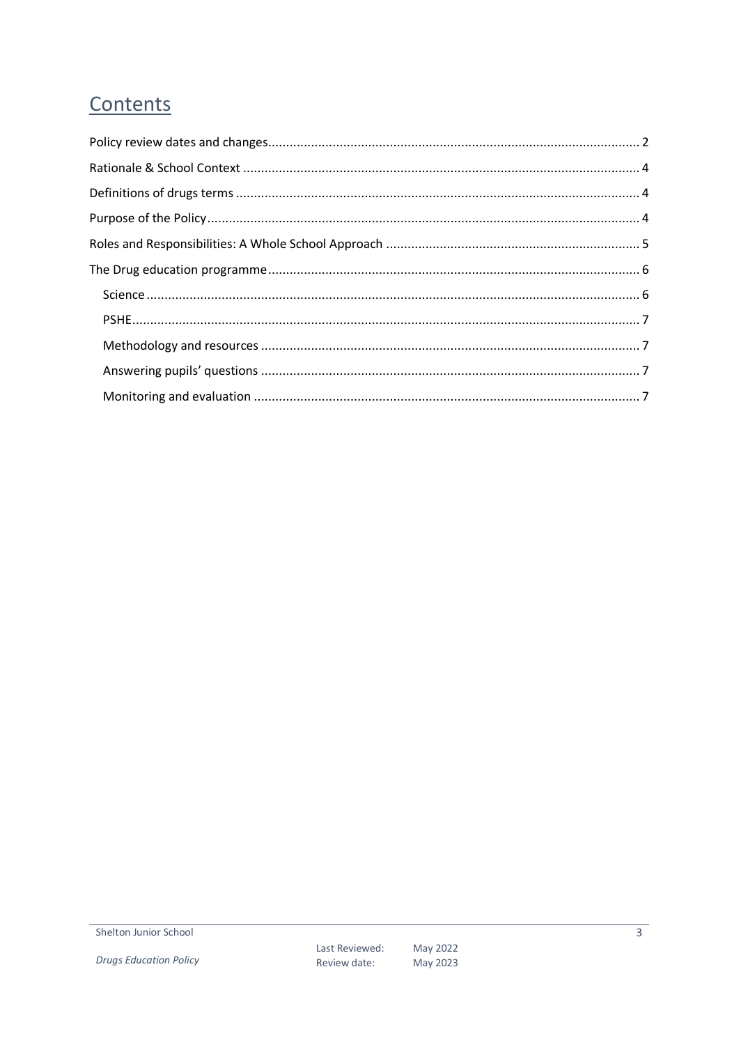# Contents

Policy review dates and changes ..... 2

Rationale & School Context ..... 4

Definitions of drugs terms ..... 4

Purpose of the Policy ..... 4

Roles and Responsibilities: A Whole School Approach ..... 5

The Drug education programme ..... 6

- Science ..... 6
- PSHE ..... 7
- Methodology and resources ..... 7
- Answering pupils' questions ..... 7
- Monitoring and evaluation ..... 7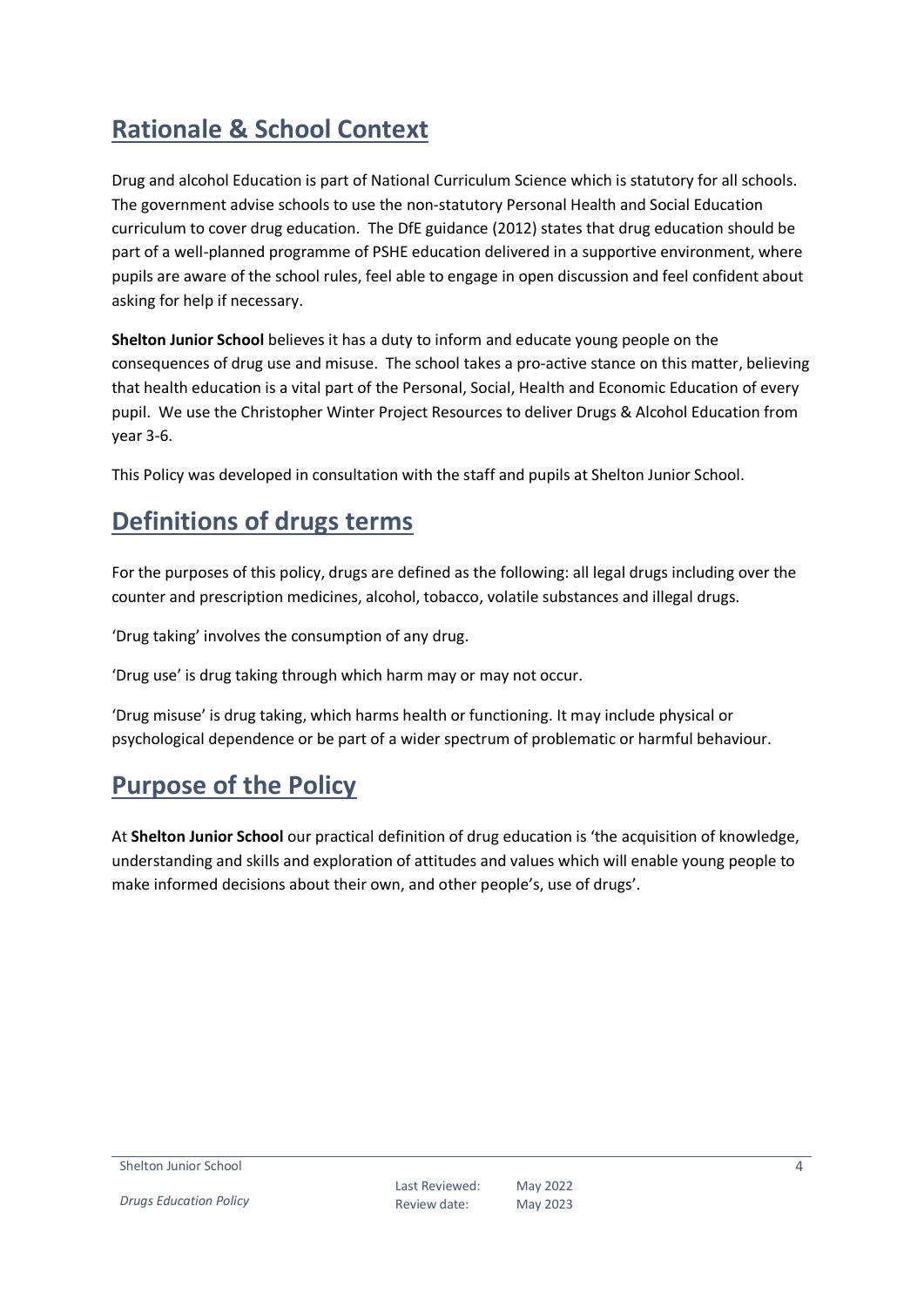## Rationale & School Context

Drug and alcohol Education is part of National Curriculum Science which is statutory for all schools. The government advise schools to use the non-statutory Personal Health and Social Education curriculum to cover drug education. The DfE guidance (2012) states that drug education should be part of a well-planned programme of PSHE education delivered in a supportive environment, where pupils are aware of the school rules, feel able to engage in open discussion and feel confident about asking for help if necessary.

**Shelton Junior School** believes it has a duty to inform and educate young people on the consequences of drug use and misuse. The school takes a pro-active stance on this matter, believing that health education is a vital part of the Personal, Social, Health and Economic Education of every pupil. We use the Christopher Winter Project Resources to deliver Drugs & Alcohol Education from year 3-6.

This Policy was developed in consultation with the staff and pupils at Shelton Junior School.

## Definitions of drugs terms

For the purposes of this policy, drugs are defined as the following: all legal drugs including over the counter and prescription medicines, alcohol, tobacco, volatile substances and illegal drugs.

'Drug taking' involves the consumption of any drug.

'Drug use' is drug taking through which harm may or may not occur.

'Drug misuse' is drug taking, which harms health or functioning. It may include physical or psychological dependence or be part of a wider spectrum of problematic or harmful behaviour.

## Purpose of the Policy

At **Shelton Junior School** our practical definition of drug education is 'the acquisition of knowledge, understanding and skills and exploration of attitudes and values which will enable young people to make informed decisions about their own, and other people's, use of drugs'.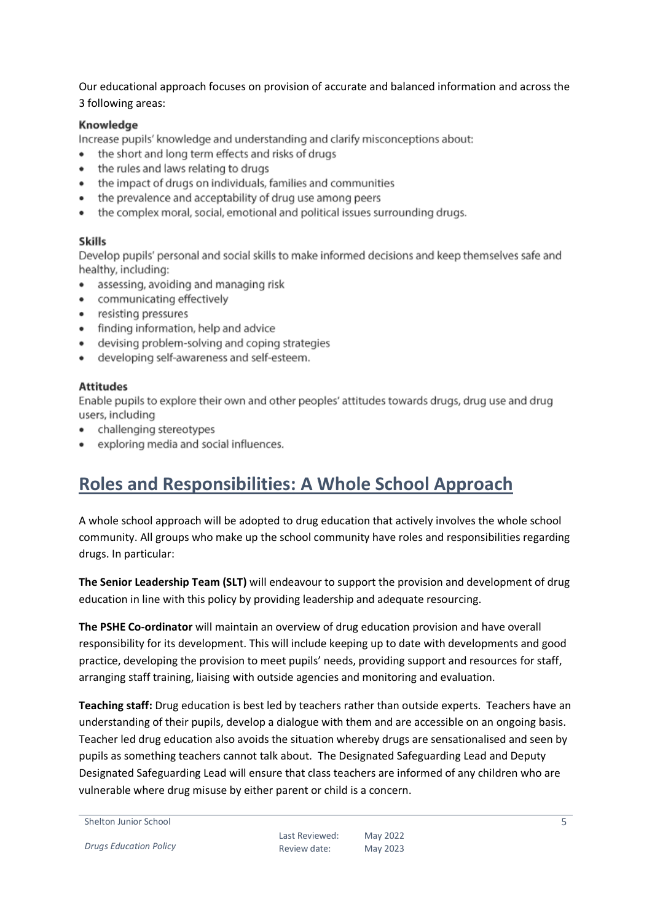Our educational approach focuses on provision of accurate and balanced information and across the 3 following areas:

**Knowledge**

Increase pupils' knowledge and understanding and clarify misconceptions about:

- the short and long term effects and risks of drugs
- the rules and laws relating to drugs
- the impact of drugs on individuals, families and communities
- the prevalence and acceptability of drug use among peers
- the complex moral, social, emotional and political issues surrounding drugs.

**Skills**

Develop pupils' personal and social skills to make informed decisions and keep themselves safe and healthy, including:

- assessing, avoiding and managing risk
- communicating effectively
- resisting pressures
- finding information, help and advice
- devising problem-solving and coping strategies
- developing self-awareness and self-esteem.

**Attitudes**

Enable pupils to explore their own and other peoples' attitudes towards drugs, drug use and drug users, including

- challenging stereotypes
- exploring media and social influences.

## Roles and Responsibilities: A Whole School Approach

A whole school approach will be adopted to drug education that actively involves the whole school community. All groups who make up the school community have roles and responsibilities regarding drugs. In particular:

**The Senior Leadership Team (SLT)** will endeavour to support the provision and development of drug education in line with this policy by providing leadership and adequate resourcing.

**The PSHE Co-ordinator** will maintain an overview of drug education provision and have overall responsibility for its development. This will include keeping up to date with developments and good practice, developing the provision to meet pupils' needs, providing support and resources for staff, arranging staff training, liaising with outside agencies and monitoring and evaluation.

**Teaching staff:** Drug education is best led by teachers rather than outside experts. Teachers have an understanding of their pupils, develop a dialogue with them and are accessible on an ongoing basis. Teacher led drug education also avoids the situation whereby drugs are sensationalised and seen by pupils as something teachers cannot talk about. The Designated Safeguarding Lead and Deputy Designated Safeguarding Lead will ensure that class teachers are informed of any children who are vulnerable where drug misuse by either parent or child is a concern.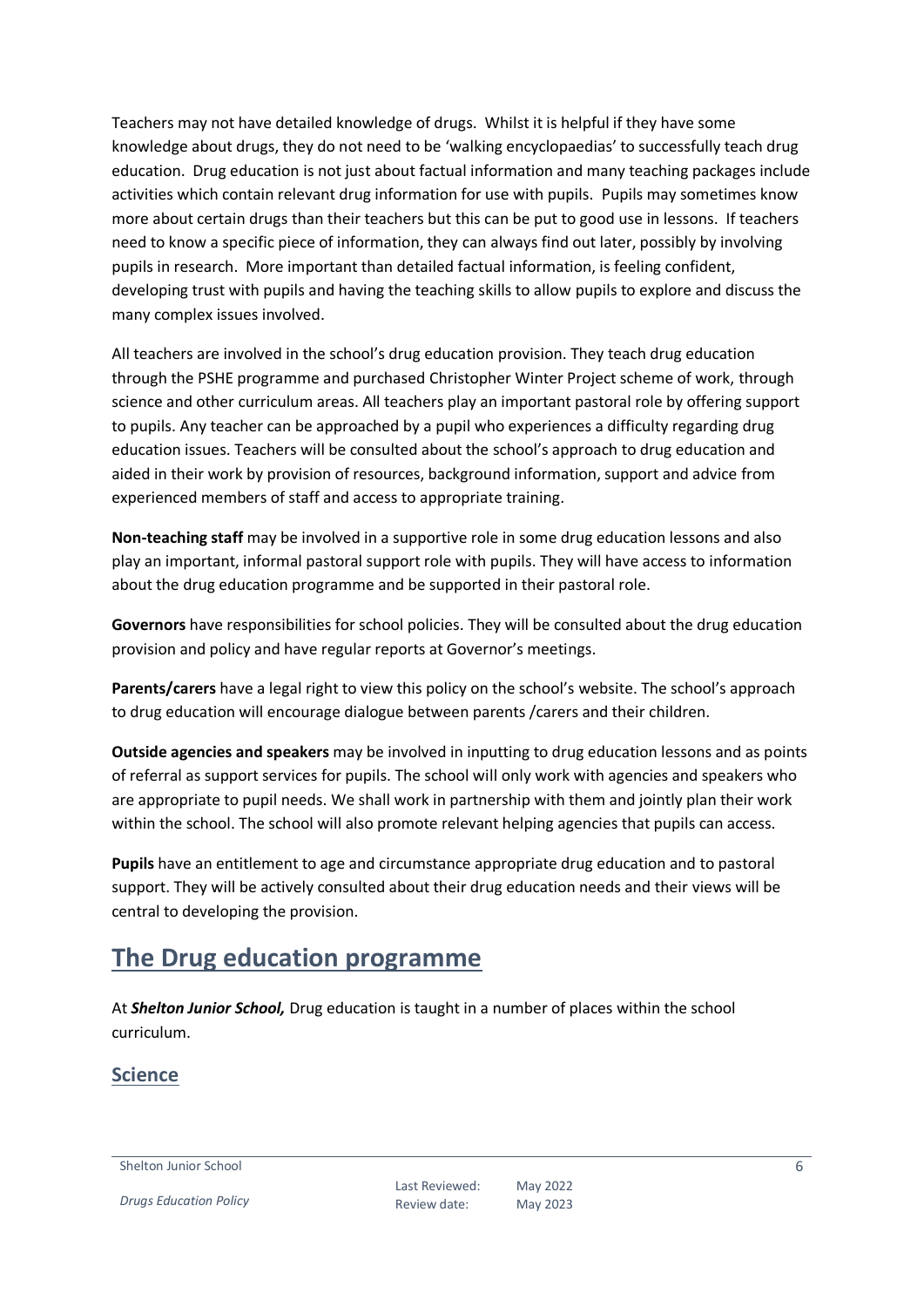Teachers may not have detailed knowledge of drugs. Whilst it is helpful if they have some knowledge about drugs, they do not need to be 'walking encyclopaedias' to successfully teach drug education. Drug education is not just about factual information and many teaching packages include activities which contain relevant drug information for use with pupils. Pupils may sometimes know more about certain drugs than their teachers but this can be put to good use in lessons. If teachers need to know a specific piece of information, they can always find out later, possibly by involving pupils in research. More important than detailed factual information, is feeling confident, developing trust with pupils and having the teaching skills to allow pupils to explore and discuss the many complex issues involved.

All teachers are involved in the school's drug education provision. They teach drug education through the PSHE programme and purchased Christopher Winter Project scheme of work, through science and other curriculum areas. All teachers play an important pastoral role by offering support to pupils. Any teacher can be approached by a pupil who experiences a difficulty regarding drug education issues. Teachers will be consulted about the school's approach to drug education and aided in their work by provision of resources, background information, support and advice from experienced members of staff and access to appropriate training.

**Non-teaching staff** may be involved in a supportive role in some drug education lessons and also play an important, informal pastoral support role with pupils. They will have access to information about the drug education programme and be supported in their pastoral role.

**Governors** have responsibilities for school policies. They will be consulted about the drug education provision and policy and have regular reports at Governor's meetings.

**Parents/carers** have a legal right to view this policy on the school's website. The school's approach to drug education will encourage dialogue between parents /carers and their children.

**Outside agencies and speakers** may be involved in inputting to drug education lessons and as points of referral as support services for pupils. The school will only work with agencies and speakers who are appropriate to pupil needs. We shall work in partnership with them and jointly plan their work within the school. The school will also promote relevant helping agencies that pupils can access.

**Pupils** have an entitlement to age and circumstance appropriate drug education and to pastoral support. They will be actively consulted about their drug education needs and their views will be central to developing the provision.

# The Drug education programme

At ***Shelton Junior School,*** Drug education is taught in a number of places within the school curriculum.

## Science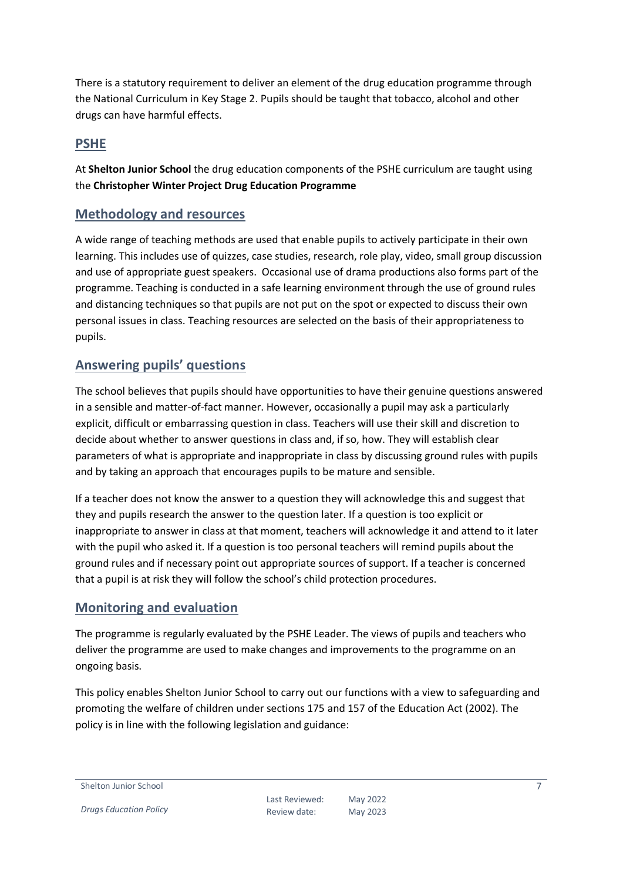There is a statutory requirement to deliver an element of the drug education programme through the National Curriculum in Key Stage 2. Pupils should be taught that tobacco, alcohol and other drugs can have harmful effects.

## PSHE

At **Shelton Junior School** the drug education components of the PSHE curriculum are taught using the **Christopher Winter Project Drug Education Programme**

## Methodology and resources

A wide range of teaching methods are used that enable pupils to actively participate in their own learning. This includes use of quizzes, case studies, research, role play, video, small group discussion and use of appropriate guest speakers. Occasional use of drama productions also forms part of the programme. Teaching is conducted in a safe learning environment through the use of ground rules and distancing techniques so that pupils are not put on the spot or expected to discuss their own personal issues in class. Teaching resources are selected on the basis of their appropriateness to pupils.

## Answering pupils' questions

The school believes that pupils should have opportunities to have their genuine questions answered in a sensible and matter-of-fact manner. However, occasionally a pupil may ask a particularly explicit, difficult or embarrassing question in class. Teachers will use their skill and discretion to decide about whether to answer questions in class and, if so, how. They will establish clear parameters of what is appropriate and inappropriate in class by discussing ground rules with pupils and by taking an approach that encourages pupils to be mature and sensible.

If a teacher does not know the answer to a question they will acknowledge this and suggest that they and pupils research the answer to the question later. If a question is too explicit or inappropriate to answer in class at that moment, teachers will acknowledge it and attend to it later with the pupil who asked it. If a question is too personal teachers will remind pupils about the ground rules and if necessary point out appropriate sources of support. If a teacher is concerned that a pupil is at risk they will follow the school's child protection procedures.

## Monitoring and evaluation

The programme is regularly evaluated by the PSHE Leader. The views of pupils and teachers who deliver the programme are used to make changes and improvements to the programme on an ongoing basis.

This policy enables Shelton Junior School to carry out our functions with a view to safeguarding and promoting the welfare of children under sections 175 and 157 of the Education Act (2002). The policy is in line with the following legislation and guidance: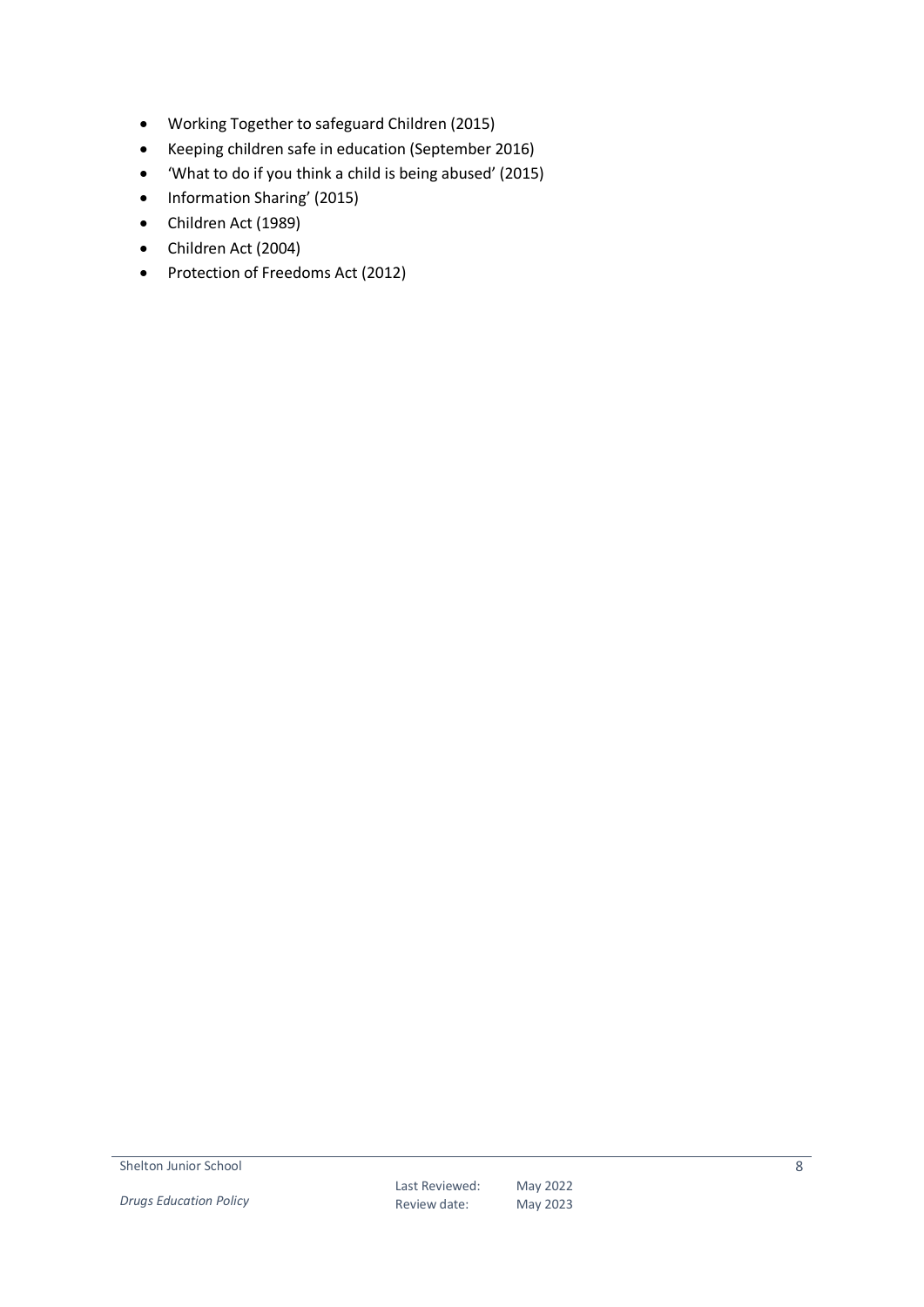- Working Together to safeguard Children (2015)
- Keeping children safe in education (September 2016)
- 'What to do if you think a child is being abused' (2015)
- Information Sharing' (2015)
- Children Act (1989)
- Children Act (2004)
- Protection of Freedoms Act (2012)